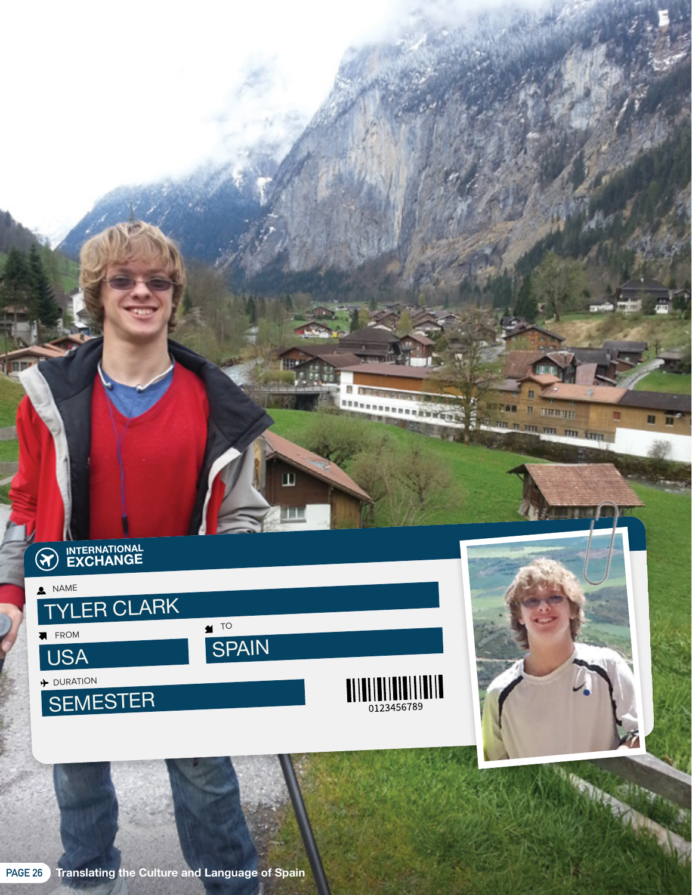**INTERNATIONAL EXCHANGE**

NAME

TYLER CLARK

FROM

USA

TO

SPAIN

DURATION

SEMESTER

0123456789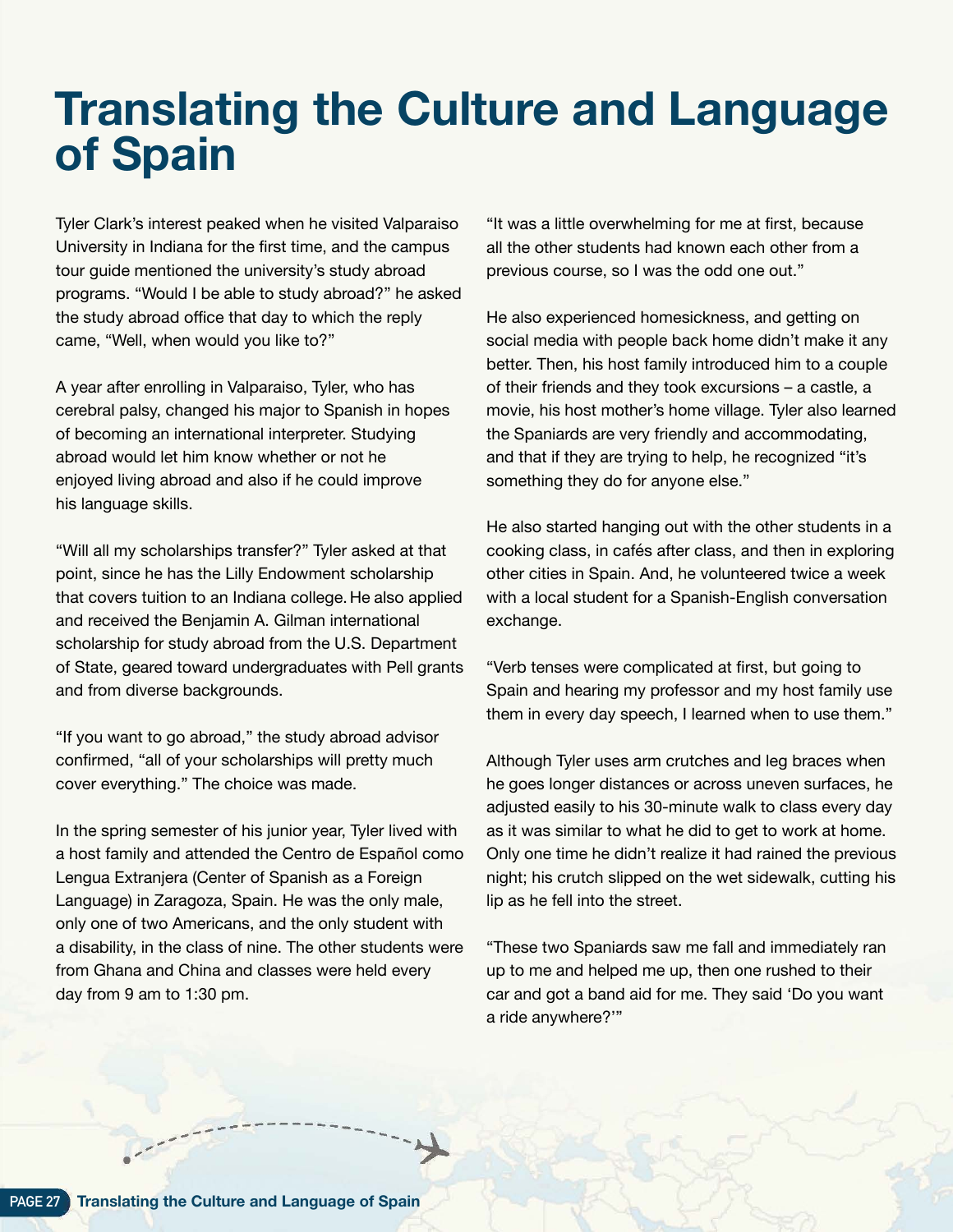# Translating the Culture and Language of Spain

Tyler Clark's interest peaked when he visited Valparaiso University in Indiana for the first time, and the campus tour guide mentioned the university's study abroad programs. "Would I be able to study abroad?" he asked the study abroad office that day to which the reply came, "Well, when would you like to?"

A year after enrolling in Valparaiso, Tyler, who has cerebral palsy, changed his major to Spanish in hopes of becoming an international interpreter. Studying abroad would let him know whether or not he enjoyed living abroad and also if he could improve his language skills.

"Will all my scholarships transfer?" Tyler asked at that point, since he has the Lilly Endowment scholarship that covers tuition to an Indiana college. He also applied and received the Benjamin A. Gilman international scholarship for study abroad from the U.S. Department of State, geared toward undergraduates with Pell grants and from diverse backgrounds.

"If you want to go abroad," the study abroad advisor confirmed, "all of your scholarships will pretty much cover everything." The choice was made.

In the spring semester of his junior year, Tyler lived with a host family and attended the Centro de Español como Lengua Extranjera (Center of Spanish as a Foreign Language) in Zaragoza, Spain. He was the only male, only one of two Americans, and the only student with a disability, in the class of nine. The other students were from Ghana and China and classes were held every day from 9 am to 1:30 pm.

"It was a little overwhelming for me at first, because all the other students had known each other from a previous course, so I was the odd one out."

He also experienced homesickness, and getting on social media with people back home didn't make it any better. Then, his host family introduced him to a couple of their friends and they took excursions – a castle, a movie, his host mother's home village. Tyler also learned the Spaniards are very friendly and accommodating, and that if they are trying to help, he recognized "it's something they do for anyone else."

He also started hanging out with the other students in a cooking class, in cafés after class, and then in exploring other cities in Spain. And, he volunteered twice a week with a local student for a Spanish-English conversation exchange.

"Verb tenses were complicated at first, but going to Spain and hearing my professor and my host family use them in every day speech, I learned when to use them."

Although Tyler uses arm crutches and leg braces when he goes longer distances or across uneven surfaces, he adjusted easily to his 30-minute walk to class every day as it was similar to what he did to get to work at home. Only one time he didn't realize it had rained the previous night; his crutch slipped on the wet sidewalk, cutting his lip as he fell into the street.

"These two Spaniards saw me fall and immediately ran up to me and helped me up, then one rushed to their car and got a band aid for me. They said 'Do you want a ride anywhere?'"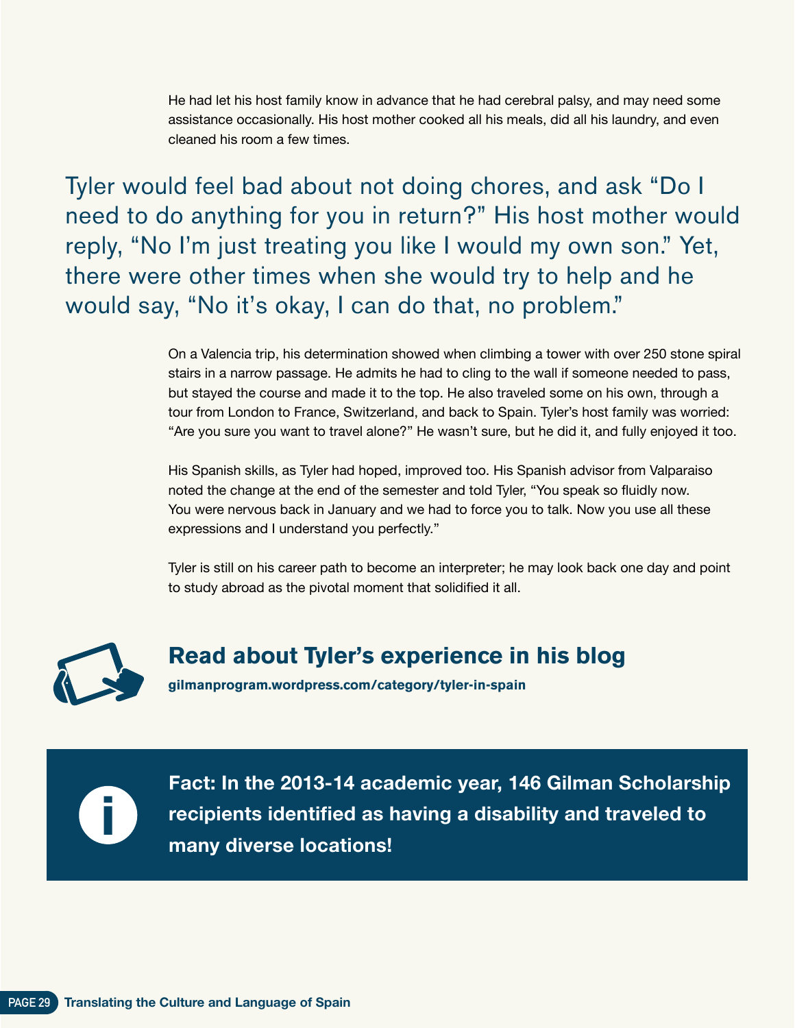He had let his host family know in advance that he had cerebral palsy, and may need some assistance occasionally. His host mother cooked all his meals, did all his laundry, and even cleaned his room a few times.

> Tyler would feel bad about not doing chores, and ask "Do I need to do anything for you in return?" His host mother would reply, "No I'm just treating you like I would my own son." Yet, there were other times when she would try to help and he would say, "No it's okay, I can do that, no problem."

On a Valencia trip, his determination showed when climbing a tower with over 250 stone spiral stairs in a narrow passage. He admits he had to cling to the wall if someone needed to pass, but stayed the course and made it to the top. He also traveled some on his own, through a tour from London to France, Switzerland, and back to Spain. Tyler's host family was worried: "Are you sure you want to travel alone?" He wasn't sure, but he did it, and fully enjoyed it too.

His Spanish skills, as Tyler had hoped, improved too. His Spanish advisor from Valparaiso noted the change at the end of the semester and told Tyler, "You speak so fluidly now. You were nervous back in January and we had to force you to talk. Now you use all these expressions and I understand you perfectly."

Tyler is still on his career path to become an interpreter; he may look back one day and point to study abroad as the pivotal moment that solidified it all.

## Read about Tyler's experience in his blog

**gilmanprogram.wordpress.com/category/tyler-in-spain**

**Fact: In the 2013-14 academic year, 146 Gilman Scholarship recipients identified as having a disability and traveled to many diverse locations!**